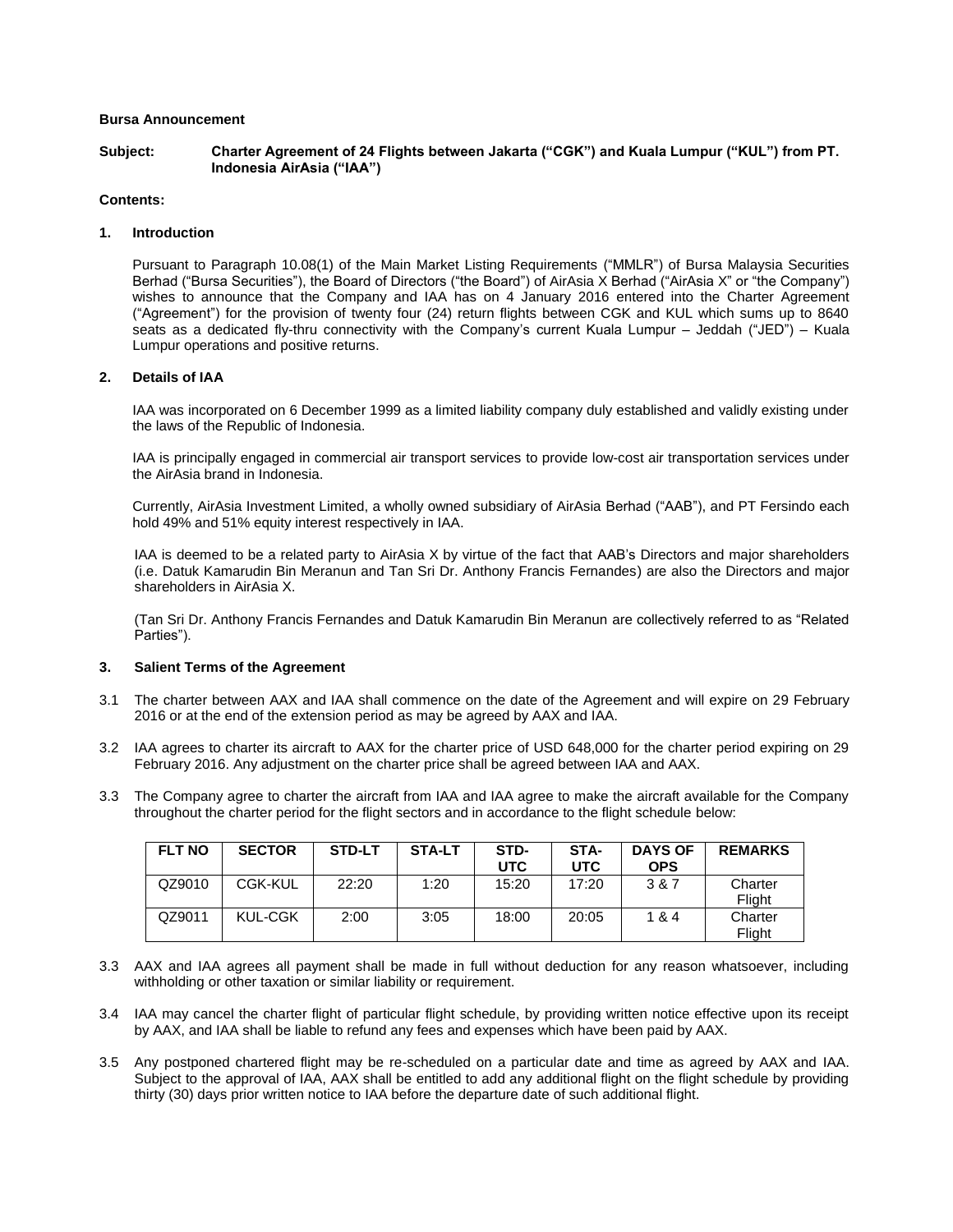**Bursa Announcement**

**Subject: Charter Agreement of 24 Flights between Jakarta ("CGK") and Kuala Lumpur ("KUL") from PT. Indonesia AirAsia ("IAA")**

**Contents:**

## 1. Introduction

Pursuant to Paragraph 10.08(1) of the Main Market Listing Requirements ("MMLR") of Bursa Malaysia Securities Berhad ("Bursa Securities"), the Board of Directors ("the Board") of AirAsia X Berhad ("AirAsia X" or "the Company") wishes to announce that the Company and IAA has on 4 January 2016 entered into the Charter Agreement ("Agreement") for the provision of twenty four (24) return flights between CGK and KUL which sums up to 8640 seats as a dedicated fly-thru connectivity with the Company's current Kuala Lumpur – Jeddah ("JED") – Kuala Lumpur operations and positive returns.

## 2. Details of IAA

IAA was incorporated on 6 December 1999 as a limited liability company duly established and validly existing under the laws of the Republic of Indonesia.

IAA is principally engaged in commercial air transport services to provide low-cost air transportation services under the AirAsia brand in Indonesia.

Currently, AirAsia Investment Limited, a wholly owned subsidiary of AirAsia Berhad ("AAB"), and PT Fersindo each hold 49% and 51% equity interest respectively in IAA.

IAA is deemed to be a related party to AirAsia X by virtue of the fact that AAB's Directors and major shareholders (i.e. Datuk Kamarudin Bin Meranun and Tan Sri Dr. Anthony Francis Fernandes) are also the Directors and major shareholders in AirAsia X.

(Tan Sri Dr. Anthony Francis Fernandes and Datuk Kamarudin Bin Meranun are collectively referred to as "Related Parties").

## 3. Salient Terms of the Agreement

3.1 The charter between AAX and IAA shall commence on the date of the Agreement and will expire on 29 February 2016 or at the end of the extension period as may be agreed by AAX and IAA.

3.2 IAA agrees to charter its aircraft to AAX for the charter price of USD 648,000 for the charter period expiring on 29 February 2016. Any adjustment on the charter price shall be agreed between IAA and AAX.

3.3 The Company agree to charter the aircraft from IAA and IAA agree to make the aircraft available for the Company throughout the charter period for the flight sectors and in accordance to the flight schedule below:

| FLT NO | SECTOR | STD-LT | STA-LT | STD-UTC | STA-UTC | DAYS OF OPS | REMARKS |
|---|---|---|---|---|---|---|---|
| QZ9010 | CGK-KUL | 22:20 | 1:20 | 15:20 | 17:20 | 3 & 7 | Charter Flight |
| QZ9011 | KUL-CGK | 2:00 | 3:05 | 18:00 | 20:05 | 1 & 4 | Charter Flight |

3.3 AAX and IAA agrees all payment shall be made in full without deduction for any reason whatsoever, including withholding or other taxation or similar liability or requirement.

3.4 IAA may cancel the charter flight of particular flight schedule, by providing written notice effective upon its receipt by AAX, and IAA shall be liable to refund any fees and expenses which have been paid by AAX.

3.5 Any postponed chartered flight may be re-scheduled on a particular date and time as agreed by AAX and IAA. Subject to the approval of IAA, AAX shall be entitled to add any additional flight on the flight schedule by providing thirty (30) days prior written notice to IAA before the departure date of such additional flight.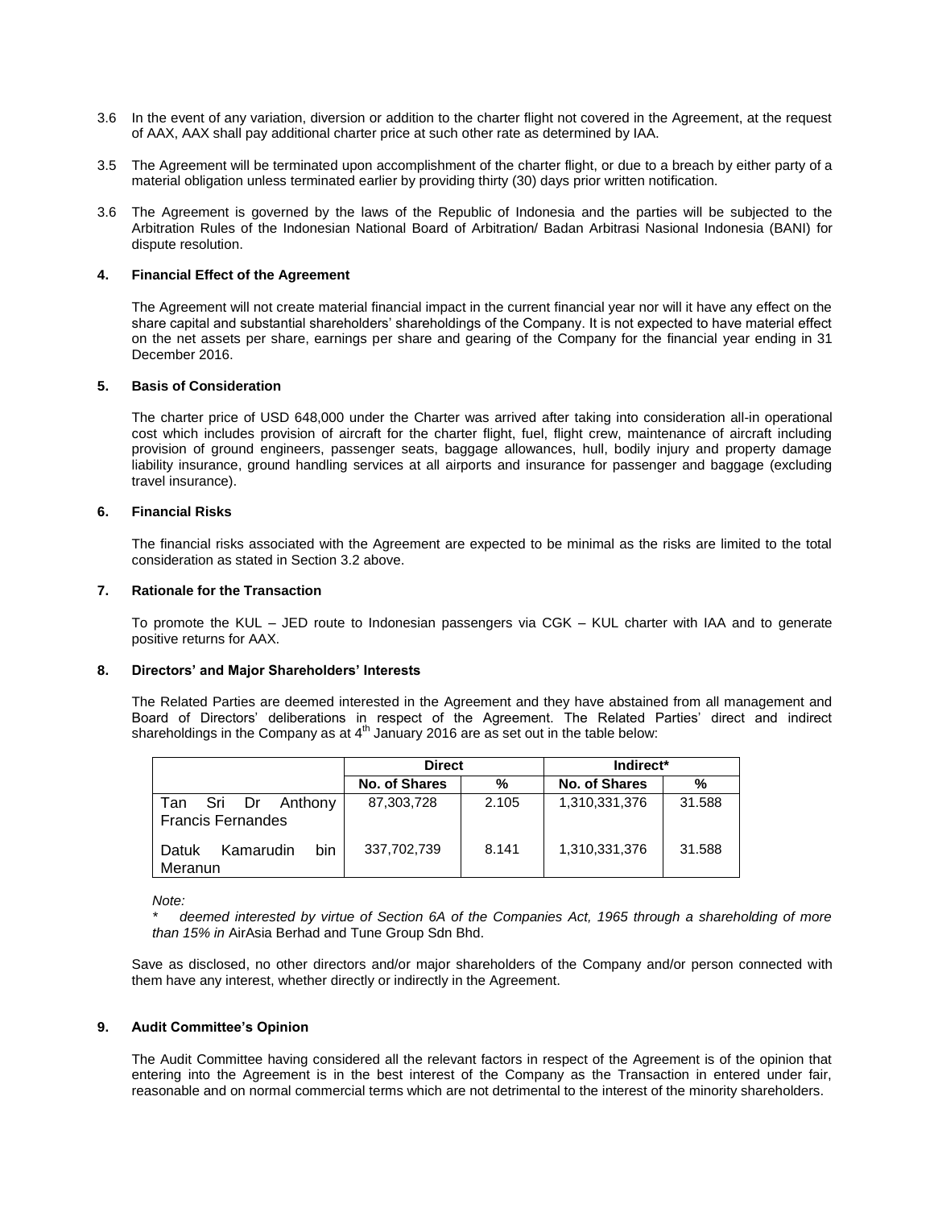3.6 In the event of any variation, diversion or addition to the charter flight not covered in the Agreement, at the request of AAX, AAX shall pay additional charter price at such other rate as determined by IAA.

3.5 The Agreement will be terminated upon accomplishment of the charter flight, or due to a breach by either party of a material obligation unless terminated earlier by providing thirty (30) days prior written notification.

3.6 The Agreement is governed by the laws of the Republic of Indonesia and the parties will be subjected to the Arbitration Rules of the Indonesian National Board of Arbitration/ Badan Arbitrasi Nasional Indonesia (BANI) for dispute resolution.

#### 4. Financial Effect of the Agreement

The Agreement will not create material financial impact in the current financial year nor will it have any effect on the share capital and substantial shareholders' shareholdings of the Company. It is not expected to have material effect on the net assets per share, earnings per share and gearing of the Company for the financial year ending in 31 December 2016.

#### 5. Basis of Consideration

The charter price of USD 648,000 under the Charter was arrived after taking into consideration all-in operational cost which includes provision of aircraft for the charter flight, fuel, flight crew, maintenance of aircraft including provision of ground engineers, passenger seats, baggage allowances, hull, bodily injury and property damage liability insurance, ground handling services at all airports and insurance for passenger and baggage (excluding travel insurance).

#### 6. Financial Risks

The financial risks associated with the Agreement are expected to be minimal as the risks are limited to the total consideration as stated in Section 3.2 above.

#### 7. Rationale for the Transaction

To promote the KUL – JED route to Indonesian passengers via CGK – KUL charter with IAA and to generate positive returns for AAX.

#### 8. Directors' and Major Shareholders' Interests

The Related Parties are deemed interested in the Agreement and they have abstained from all management and Board of Directors' deliberations in respect of the Agreement. The Related Parties' direct and indirect shareholdings in the Company as at 4th January 2016 are as set out in the table below:

| | Direct | | Indirect* | |
|---|---|---|---|---|
| | No. of Shares | % | No. of Shares | % |
| Tan Sri Dr Anthony Francis Fernandes | 87,303,728 | 2.105 | 1,310,331,376 | 31.588 |
| Datuk Kamarudin bin Meranun | 337,702,739 | 8.141 | 1,310,331,376 | 31.588 |

*Note:*

\* *deemed interested by virtue of Section 6A of the Companies Act, 1965 through a shareholding of more than 15% in* AirAsia Berhad and Tune Group Sdn Bhd.

Save as disclosed, no other directors and/or major shareholders of the Company and/or person connected with them have any interest, whether directly or indirectly in the Agreement.

#### 9. Audit Committee's Opinion

The Audit Committee having considered all the relevant factors in respect of the Agreement is of the opinion that entering into the Agreement is in the best interest of the Company as the Transaction in entered under fair, reasonable and on normal commercial terms which are not detrimental to the interest of the minority shareholders.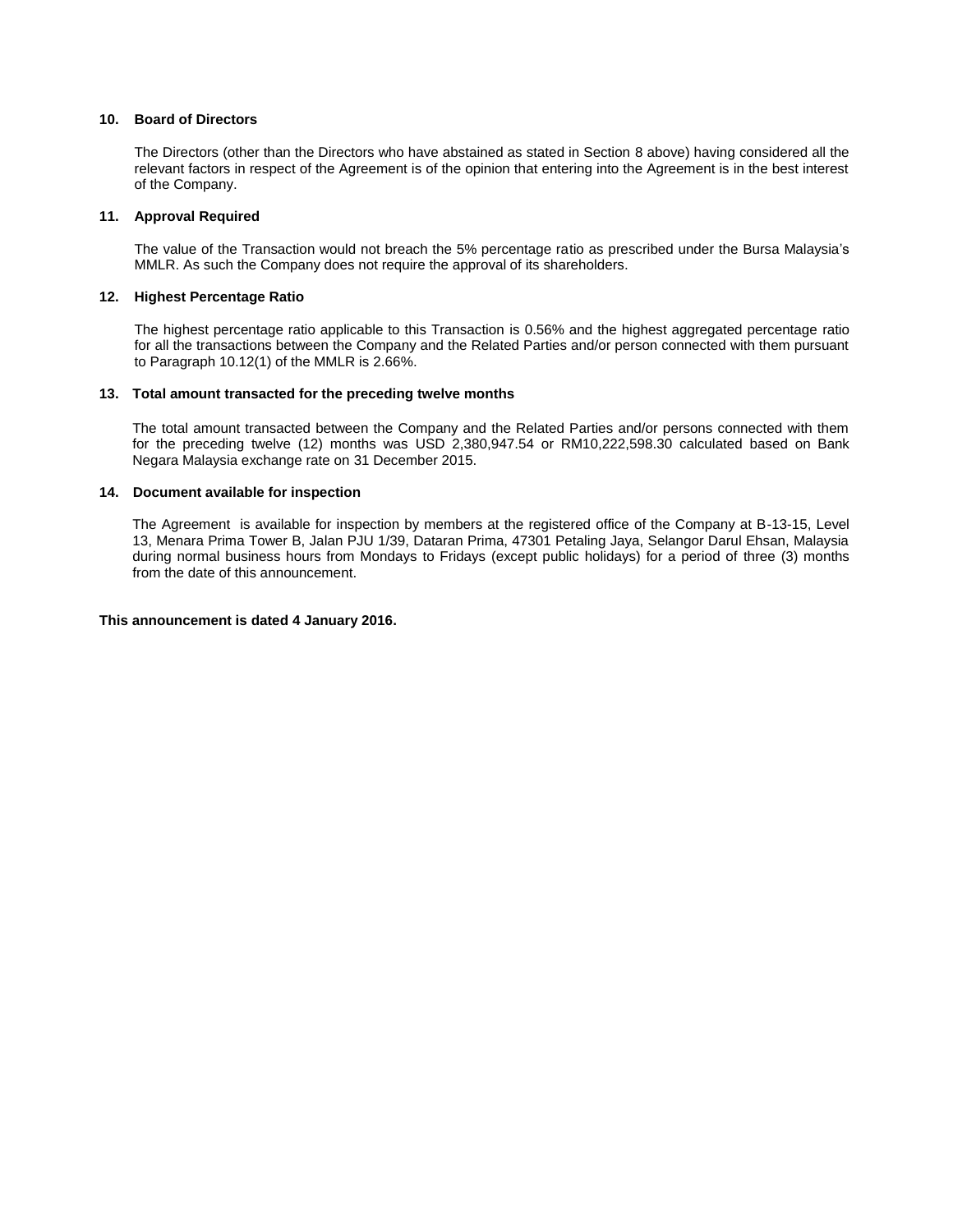## 10. Board of Directors

The Directors (other than the Directors who have abstained as stated in Section 8 above) having considered all the relevant factors in respect of the Agreement is of the opinion that entering into the Agreement is in the best interest of the Company.

## 11. Approval Required

The value of the Transaction would not breach the 5% percentage ratio as prescribed under the Bursa Malaysia's MMLR. As such the Company does not require the approval of its shareholders.

## 12. Highest Percentage Ratio

The highest percentage ratio applicable to this Transaction is 0.56% and the highest aggregated percentage ratio for all the transactions between the Company and the Related Parties and/or person connected with them pursuant to Paragraph 10.12(1) of the MMLR is 2.66%.

## 13. Total amount transacted for the preceding twelve months

The total amount transacted between the Company and the Related Parties and/or persons connected with them for the preceding twelve (12) months was USD 2,380,947.54 or RM10,222,598.30 calculated based on Bank Negara Malaysia exchange rate on 31 December 2015.

## 14. Document available for inspection

The Agreement is available for inspection by members at the registered office of the Company at B-13-15, Level 13, Menara Prima Tower B, Jalan PJU 1/39, Dataran Prima, 47301 Petaling Jaya, Selangor Darul Ehsan, Malaysia during normal business hours from Mondays to Fridays (except public holidays) for a period of three (3) months from the date of this announcement.

**This announcement is dated 4 January 2016.**